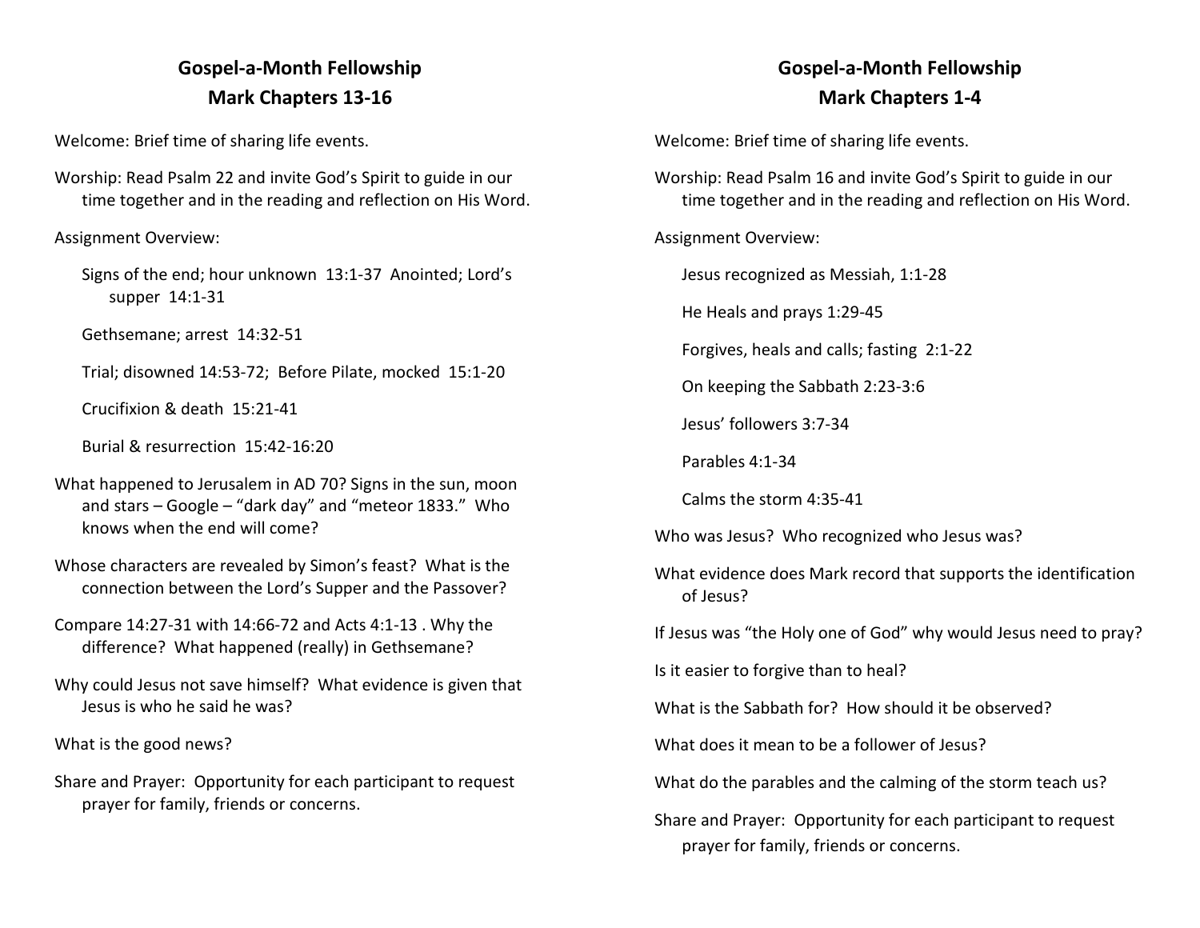# Gospel-a-Month Fellowship

## Mark Chapters 13-16

Welcome: Brief time of sharing life events.

Worship: Read Psalm 22 and invite God's Spirit to guide in our time together and in the reading and reflection on His Word.

Assignment Overview:

Signs of the end; hour unknown 13:1-37 Anointed; Lord's supper 14:1-31

Gethsemane; arrest 14:32-51

Trial; disowned 14:53-72; Before Pilate, mocked 15:1-20

Crucifixion & death 15:21-41

Burial & resurrection 15:42-16:20

What happened to Jerusalem in AD 70? Signs in the sun, moon and stars – Google – "dark day" and "meteor 1833." Who knows when the end will come?

Whose characters are revealed by Simon's feast? What is the connection between the Lord's Supper and the Passover?

Compare 14:27-31 with 14:66-72 and Acts 4:1-13 . Why the difference? What happened (really) in Gethsemane?

Why could Jesus not save himself? What evidence is given that Jesus is who he said he was?

What is the good news?

Share and Prayer: Opportunity for each participant to request prayer for family, friends or concerns.

# Gospel-a-Month Fellowship

## Mark Chapters 1-4

Welcome: Brief time of sharing life events.

Worship: Read Psalm 16 and invite God's Spirit to guide in our time together and in the reading and reflection on His Word.

Assignment Overview:

Jesus recognized as Messiah, 1:1-28

He Heals and prays 1:29-45

Forgives, heals and calls; fasting 2:1-22

On keeping the Sabbath 2:23-3:6

Jesus' followers 3:7-34

Parables 4:1-34

Calms the storm 4:35-41

Who was Jesus? Who recognized who Jesus was?

What evidence does Mark record that supports the identification of Jesus?

If Jesus was "the Holy one of God" why would Jesus need to pray?

Is it easier to forgive than to heal?

What is the Sabbath for? How should it be observed?

What does it mean to be a follower of Jesus?

What do the parables and the calming of the storm teach us?

Share and Prayer: Opportunity for each participant to request prayer for family, friends or concerns.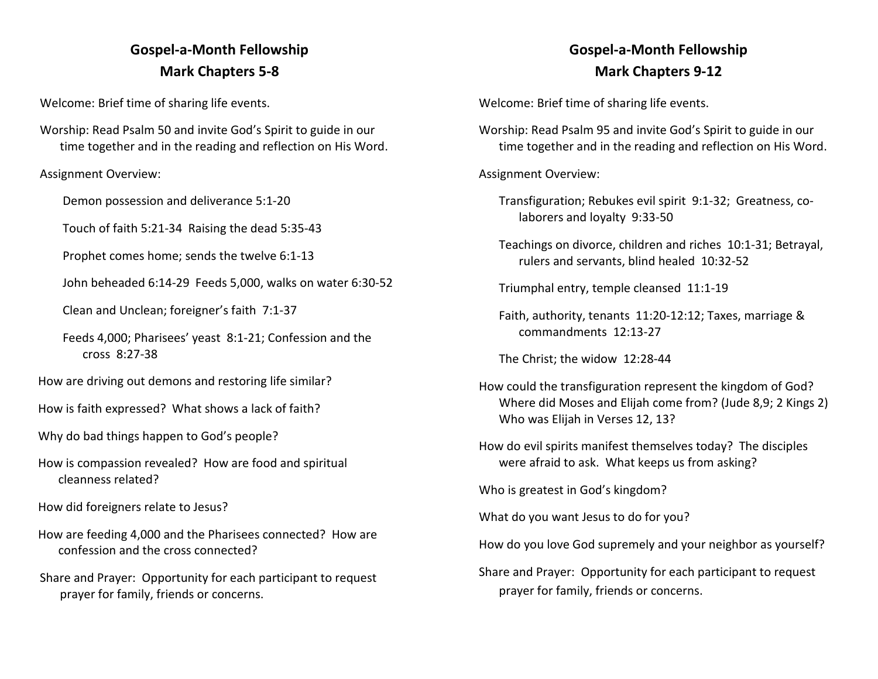## Gospel-a-Month Fellowship
## Mark Chapters 5-8

Welcome: Brief time of sharing life events.

Worship: Read Psalm 50 and invite God's Spirit to guide in our time together and in the reading and reflection on His Word.

Assignment Overview:

- Demon possession and deliverance 5:1-20
- Touch of faith 5:21-34 Raising the dead 5:35-43
- Prophet comes home; sends the twelve 6:1-13
- John beheaded 6:14-29 Feeds 5,000, walks on water 6:30-52
- Clean and Unclean; foreigner's faith 7:1-37
- Feeds 4,000; Pharisees' yeast 8:1-21; Confession and the cross 8:27-38

How are driving out demons and restoring life similar?

How is faith expressed? What shows a lack of faith?

Why do bad things happen to God's people?

How is compassion revealed? How are food and spiritual cleanness related?

How did foreigners relate to Jesus?

How are feeding 4,000 and the Pharisees connected? How are confession and the cross connected?

Share and Prayer: Opportunity for each participant to request prayer for family, friends or concerns.

## Gospel-a-Month Fellowship
## Mark Chapters 9-12

Welcome: Brief time of sharing life events.

Worship: Read Psalm 95 and invite God's Spirit to guide in our time together and in the reading and reflection on His Word.

Assignment Overview:

- Transfiguration; Rebukes evil spirit 9:1-32; Greatness, co-laborers and loyalty 9:33-50
- Teachings on divorce, children and riches 10:1-31; Betrayal, rulers and servants, blind healed 10:32-52
- Triumphal entry, temple cleansed 11:1-19
- Faith, authority, tenants 11:20-12:12; Taxes, marriage & commandments 12:13-27
- The Christ; the widow 12:28-44

How could the transfiguration represent the kingdom of God? Where did Moses and Elijah come from? (Jude 8,9; 2 Kings 2) Who was Elijah in Verses 12, 13?

How do evil spirits manifest themselves today? The disciples were afraid to ask. What keeps us from asking?

Who is greatest in God's kingdom?

What do you want Jesus to do for you?

How do you love God supremely and your neighbor as yourself?

Share and Prayer: Opportunity for each participant to request prayer for family, friends or concerns.